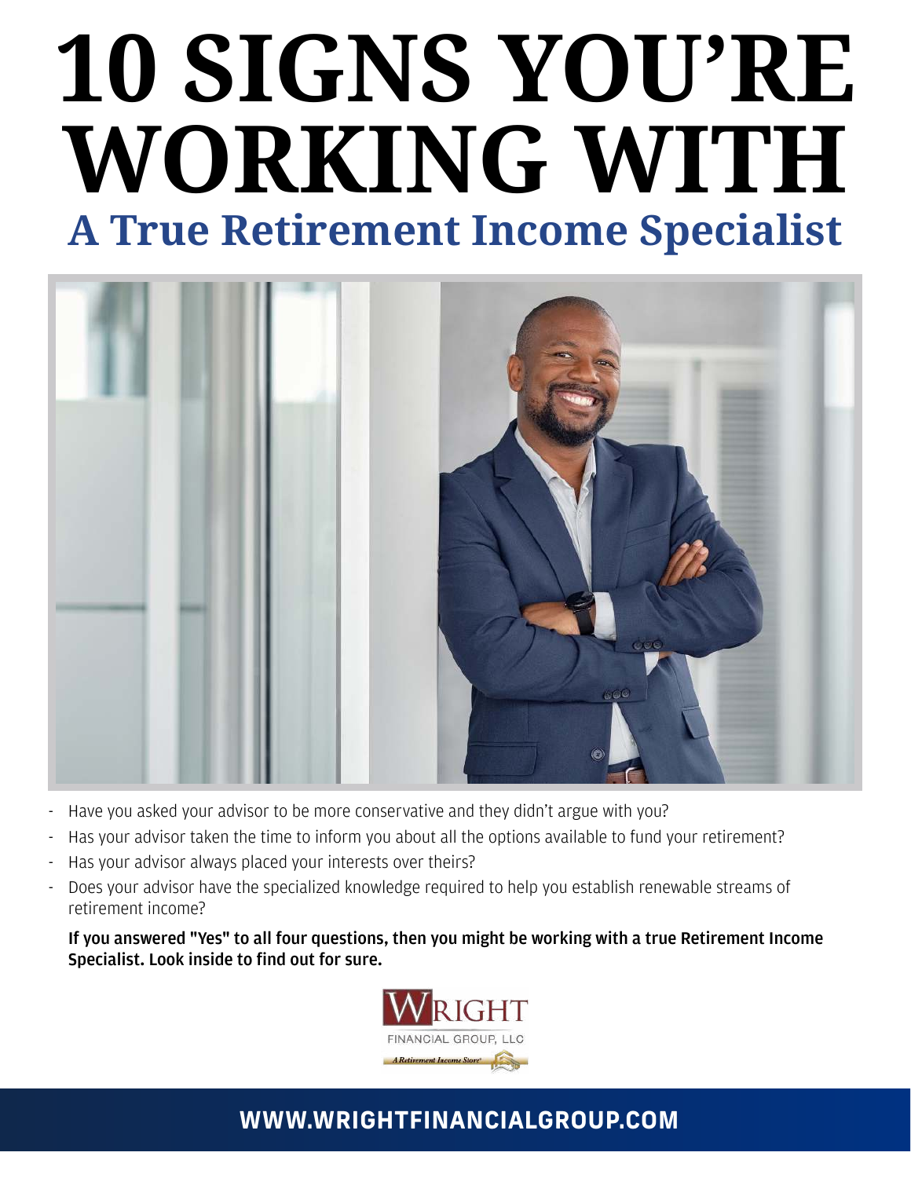# 10 SIGNS YOU'RE WORKING WITH

## A True Retirement Income Specialist

- Have you asked your advisor to be more conservative and they didn't argue with you?
- Has your advisor taken the time to inform you about all the options available to fund your retirement?
- Has your advisor always placed your interests over theirs?
- Does your advisor have the specialized knowledge required to help you establish renewable streams of retirement income?

**If you answered "Yes" to all four questions, then you might be working with a true Retirement Income Specialist. Look inside to find out for sure.**

WRIGHT FINANCIAL GROUP, LLC
*A Retirement Income Store*

**WWW.WRIGHTFINANCIALGROUP.COM**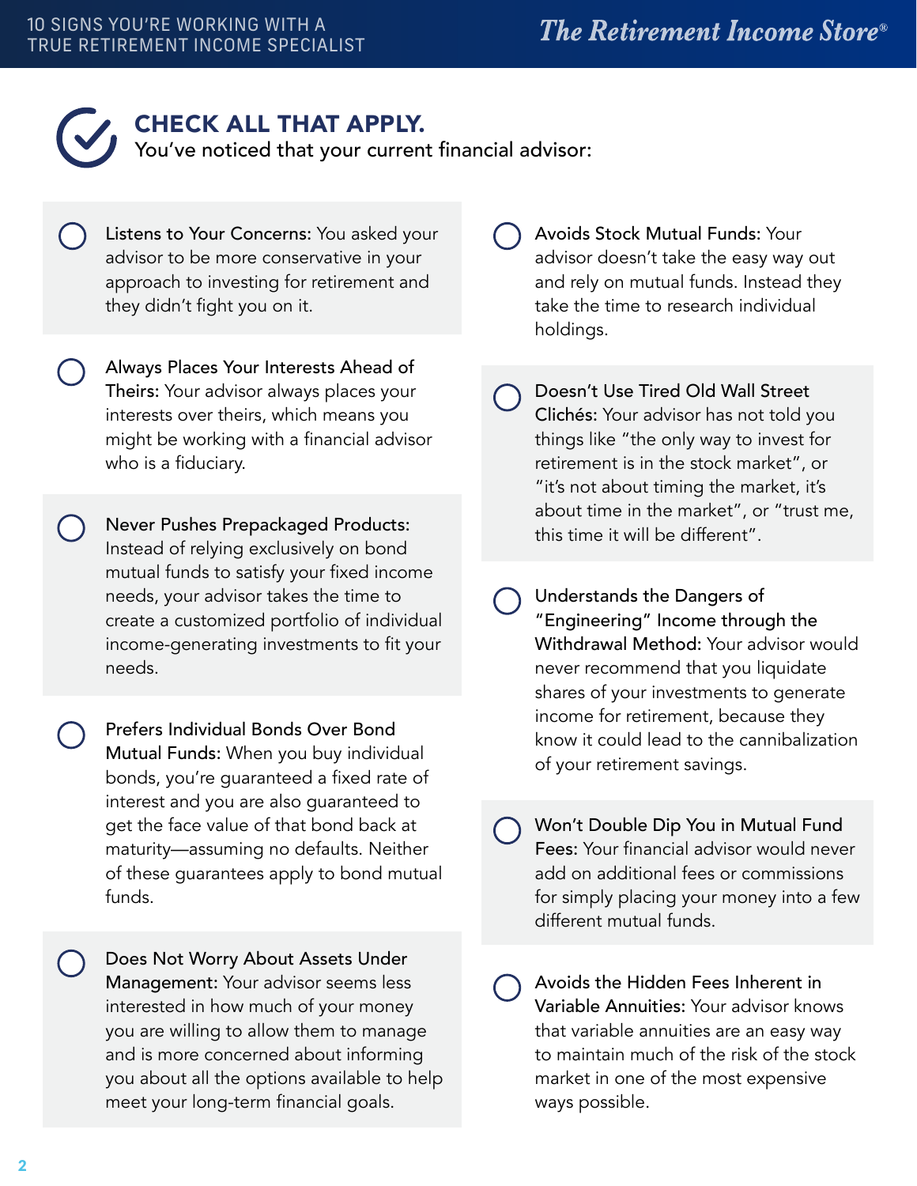## CHECK ALL THAT APPLY.

You've noticed that your current financial advisor:

- **Listens to Your Concerns:** You asked your advisor to be more conservative in your approach to investing for retirement and they didn't fight you on it.

- **Always Places Your Interests Ahead of Theirs:** Your advisor always places your interests over theirs, which means you might be working with a financial advisor who is a fiduciary.

- **Never Pushes Prepackaged Products:** Instead of relying exclusively on bond mutual funds to satisfy your fixed income needs, your advisor takes the time to create a customized portfolio of individual income-generating investments to fit your needs.

- **Prefers Individual Bonds Over Bond Mutual Funds:** When you buy individual bonds, you're guaranteed a fixed rate of interest and you are also guaranteed to get the face value of that bond back at maturity—assuming no defaults. Neither of these guarantees apply to bond mutual funds.

- **Does Not Worry About Assets Under Management:** Your advisor seems less interested in how much of your money you are willing to allow them to manage and is more concerned about informing you about all the options available to help meet your long-term financial goals.

- **Avoids Stock Mutual Funds:** Your advisor doesn't take the easy way out and rely on mutual funds. Instead they take the time to research individual holdings.

- **Doesn't Use Tired Old Wall Street Clichés:** Your advisor has not told you things like "the only way to invest for retirement is in the stock market", or "it's not about timing the market, it's about time in the market", or "trust me, this time it will be different".

- **Understands the Dangers of "Engineering" Income through the Withdrawal Method:** Your advisor would never recommend that you liquidate shares of your investments to generate income for retirement, because they know it could lead to the cannibalization of your retirement savings.

- **Won't Double Dip You in Mutual Fund Fees:** Your financial advisor would never add on additional fees or commissions for simply placing your money into a few different mutual funds.

- **Avoids the Hidden Fees Inherent in Variable Annuities:** Your advisor knows that variable annuities are an easy way to maintain much of the risk of the stock market in one of the most expensive ways possible.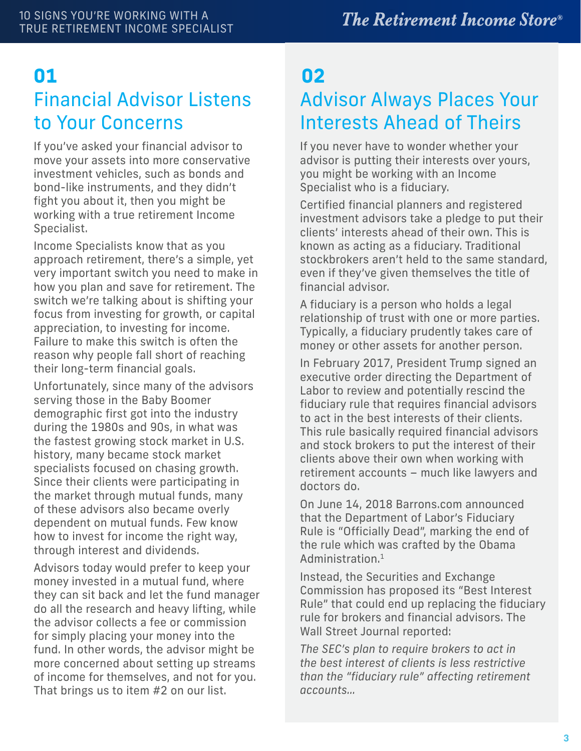## 01

## Financial Advisor Listens to Your Concerns

If you've asked your financial advisor to move your assets into more conservative investment vehicles, such as bonds and bond-like instruments, and they didn't fight you about it, then you might be working with a true retirement Income Specialist.

Income Specialists know that as you approach retirement, there's a simple, yet very important switch you need to make in how you plan and save for retirement. The switch we're talking about is shifting your focus from investing for growth, or capital appreciation, to investing for income. Failure to make this switch is often the reason why people fall short of reaching their long-term financial goals.

Unfortunately, since many of the advisors serving those in the Baby Boomer demographic first got into the industry during the 1980s and 90s, in what was the fastest growing stock market in U.S. history, many became stock market specialists focused on chasing growth. Since their clients were participating in the market through mutual funds, many of these advisors also became overly dependent on mutual funds. Few know how to invest for income the right way, through interest and dividends.

Advisors today would prefer to keep your money invested in a mutual fund, where they can sit back and let the fund manager do all the research and heavy lifting, while the advisor collects a fee or commission for simply placing your money into the fund. In other words, the advisor might be more concerned about setting up streams of income for themselves, and not for you. That brings us to item #2 on our list.

## 02

## Advisor Always Places Your Interests Ahead of Theirs

If you never have to wonder whether your advisor is putting their interests over yours, you might be working with an Income Specialist who is a fiduciary.

Certified financial planners and registered investment advisors take a pledge to put their clients' interests ahead of their own. This is known as acting as a fiduciary. Traditional stockbrokers aren't held to the same standard, even if they've given themselves the title of financial advisor.

A fiduciary is a person who holds a legal relationship of trust with one or more parties. Typically, a fiduciary prudently takes care of money or other assets for another person.

In February 2017, President Trump signed an executive order directing the Department of Labor to review and potentially rescind the fiduciary rule that requires financial advisors to act in the best interests of their clients. This rule basically required financial advisors and stock brokers to put the interest of their clients above their own when working with retirement accounts – much like lawyers and doctors do.

On June 14, 2018 Barrons.com announced that the Department of Labor's Fiduciary Rule is "Officially Dead", marking the end of the rule which was crafted by the Obama Administration.[1]

Instead, the Securities and Exchange Commission has proposed its "Best Interest Rule" that could end up replacing the fiduciary rule for brokers and financial advisors. The Wall Street Journal reported:

*The SEC's plan to require brokers to act in the best interest of clients is less restrictive than the "fiduciary rule" affecting retirement accounts...*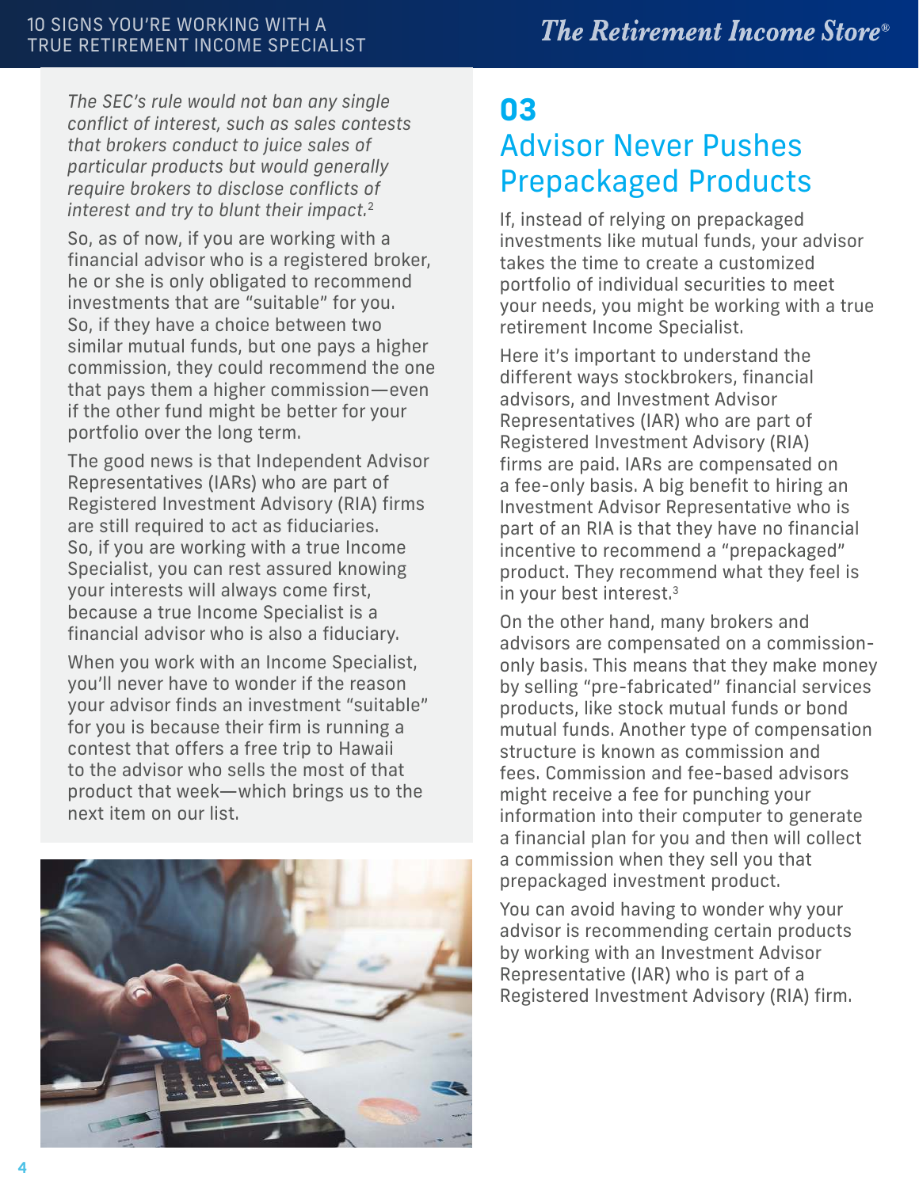*The SEC's rule would not ban any single conflict of interest, such as sales contests that brokers conduct to juice sales of particular products but would generally require brokers to disclose conflicts of interest and try to blunt their impact.*[2]

So, as of now, if you are working with a financial advisor who is a registered broker, he or she is only obligated to recommend investments that are "suitable" for you. So, if they have a choice between two similar mutual funds, but one pays a higher commission, they could recommend the one that pays them a higher commission—even if the other fund might be better for your portfolio over the long term.

The good news is that Independent Advisor Representatives (IARs) who are part of Registered Investment Advisory (RIA) firms are still required to act as fiduciaries. So, if you are working with a true Income Specialist, you can rest assured knowing your interests will always come first, because a true Income Specialist is a financial advisor who is also a fiduciary.

When you work with an Income Specialist, you'll never have to wonder if the reason your advisor finds an investment "suitable" for you is because their firm is running a contest that offers a free trip to Hawaii to the advisor who sells the most of that product that week—which brings us to the next item on our list.

## 03
## Advisor Never Pushes Prepackaged Products

If, instead of relying on prepackaged investments like mutual funds, your advisor takes the time to create a customized portfolio of individual securities to meet your needs, you might be working with a true retirement Income Specialist.

Here it's important to understand the different ways stockbrokers, financial advisors, and Investment Advisor Representatives (IAR) who are part of Registered Investment Advisory (RIA) firms are paid. IARs are compensated on a fee-only basis. A big benefit to hiring an Investment Advisor Representative who is part of an RIA is that they have no financial incentive to recommend a "prepackaged" product. They recommend what they feel is in your best interest.[3]

On the other hand, many brokers and advisors are compensated on a commission-only basis. This means that they make money by selling "pre-fabricated" financial services products, like stock mutual funds or bond mutual funds. Another type of compensation structure is known as commission and fees. Commission and fee-based advisors might receive a fee for punching your information into their computer to generate a financial plan for you and then will collect a commission when they sell you that prepackaged investment product.

You can avoid having to wonder why your advisor is recommending certain products by working with an Investment Advisor Representative (IAR) who is part of a Registered Investment Advisory (RIA) firm.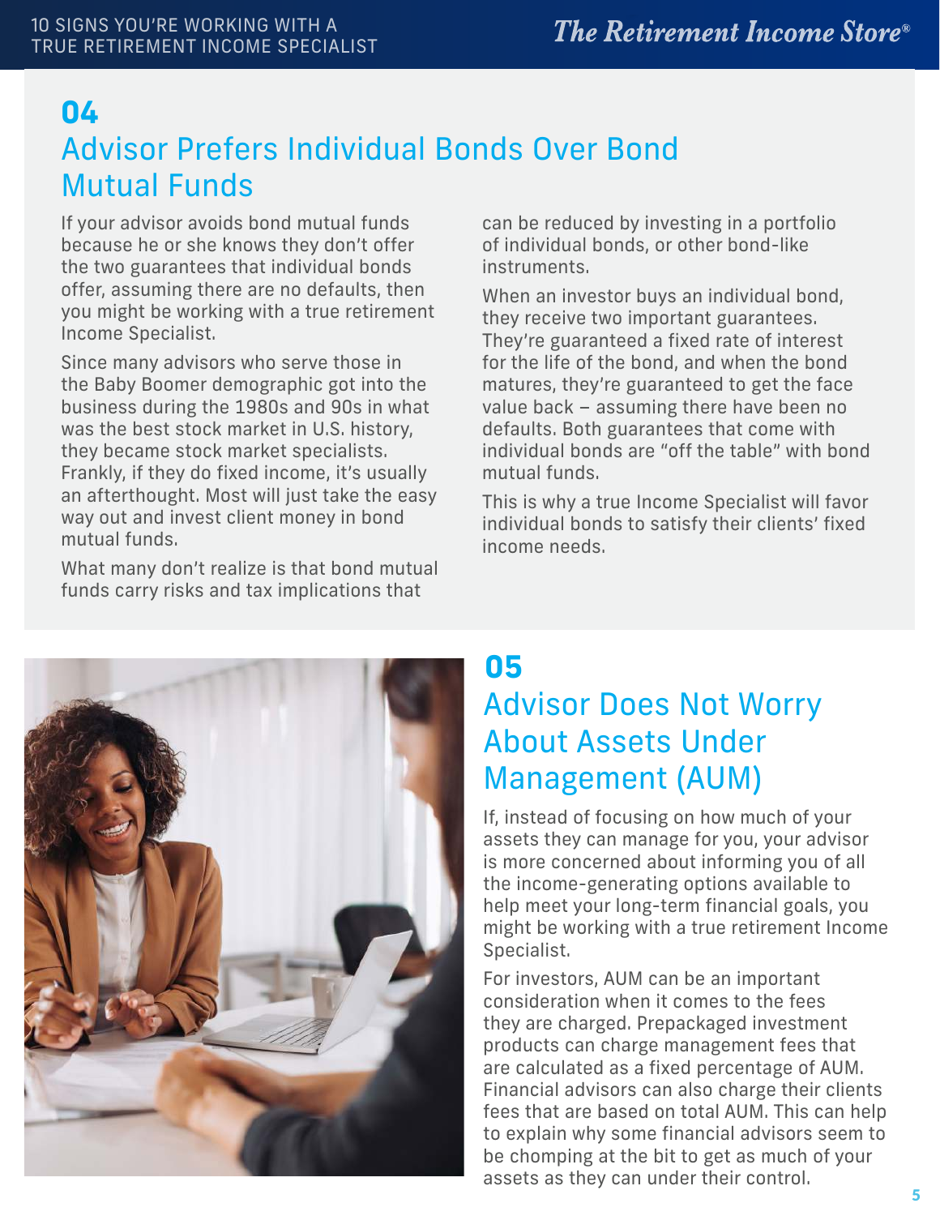## 04

## Advisor Prefers Individual Bonds Over Bond Mutual Funds

If your advisor avoids bond mutual funds because he or she knows they don't offer the two guarantees that individual bonds offer, assuming there are no defaults, then you might be working with a true retirement Income Specialist.

Since many advisors who serve those in the Baby Boomer demographic got into the business during the 1980s and 90s in what was the best stock market in U.S. history, they became stock market specialists. Frankly, if they do fixed income, it's usually an afterthought. Most will just take the easy way out and invest client money in bond mutual funds.

What many don't realize is that bond mutual funds carry risks and tax implications that can be reduced by investing in a portfolio of individual bonds, or other bond-like instruments.

When an investor buys an individual bond, they receive two important guarantees. They're guaranteed a fixed rate of interest for the life of the bond, and when the bond matures, they're guaranteed to get the face value back – assuming there have been no defaults. Both guarantees that come with individual bonds are "off the table" with bond mutual funds.

This is why a true Income Specialist will favor individual bonds to satisfy their clients' fixed income needs.

## 05

## Advisor Does Not Worry About Assets Under Management (AUM)

If, instead of focusing on how much of your assets they can manage for you, your advisor is more concerned about informing you of all the income-generating options available to help meet your long-term financial goals, you might be working with a true retirement Income Specialist.

For investors, AUM can be an important consideration when it comes to the fees they are charged. Prepackaged investment products can charge management fees that are calculated as a fixed percentage of AUM. Financial advisors can also charge their clients fees that are based on total AUM. This can help to explain why some financial advisors seem to be chomping at the bit to get as much of your assets as they can under their control.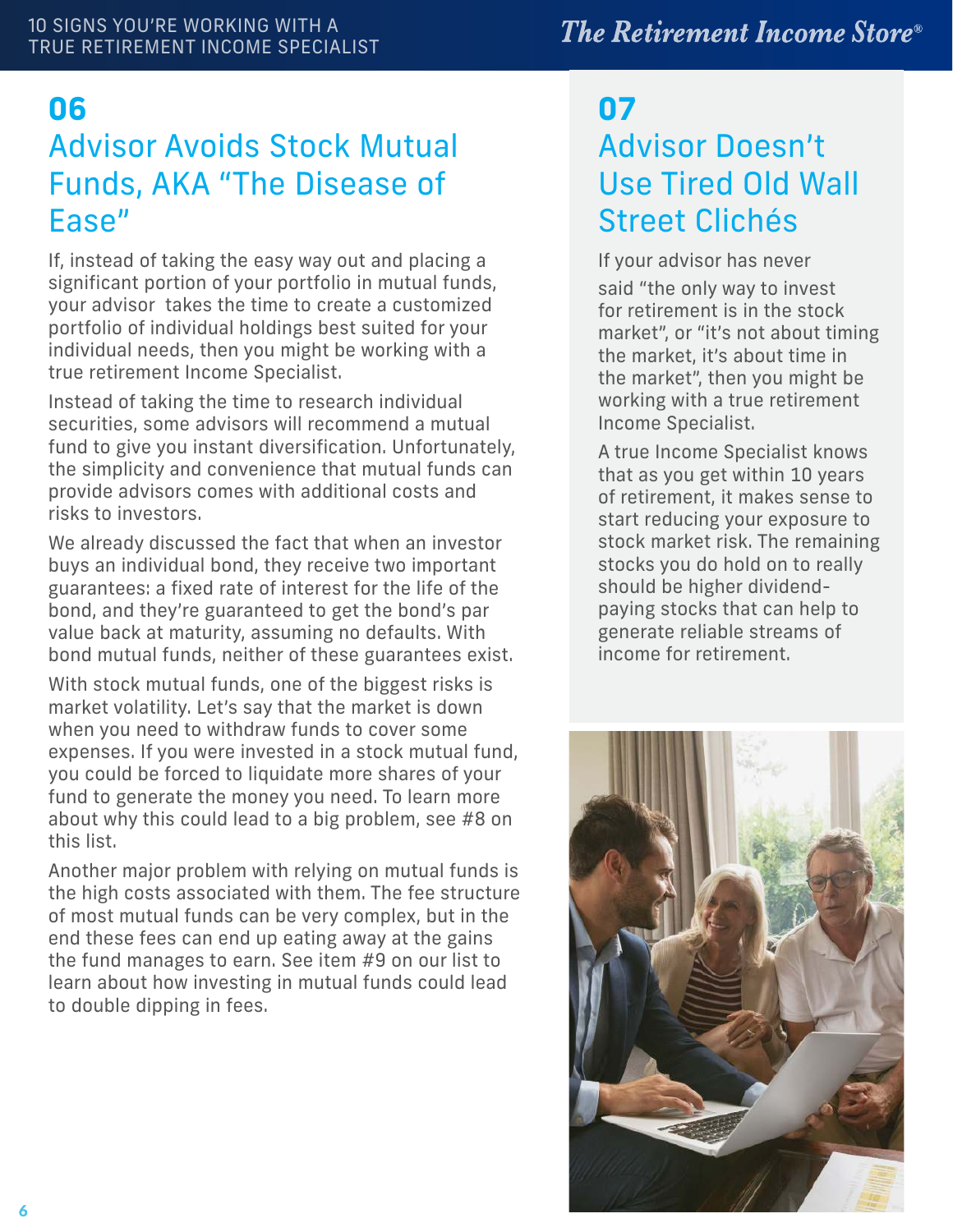## 06

## Advisor Avoids Stock Mutual Funds, AKA "The Disease of Ease"

If, instead of taking the easy way out and placing a significant portion of your portfolio in mutual funds, your advisor takes the time to create a customized portfolio of individual holdings best suited for your individual needs, then you might be working with a true retirement Income Specialist.

Instead of taking the time to research individual securities, some advisors will recommend a mutual fund to give you instant diversification. Unfortunately, the simplicity and convenience that mutual funds can provide advisors comes with additional costs and risks to investors.

We already discussed the fact that when an investor buys an individual bond, they receive two important guarantees: a fixed rate of interest for the life of the bond, and they're guaranteed to get the bond's par value back at maturity, assuming no defaults. With bond mutual funds, neither of these guarantees exist.

With stock mutual funds, one of the biggest risks is market volatility. Let's say that the market is down when you need to withdraw funds to cover some expenses. If you were invested in a stock mutual fund, you could be forced to liquidate more shares of your fund to generate the money you need. To learn more about why this could lead to a big problem, see #8 on this list.

Another major problem with relying on mutual funds is the high costs associated with them. The fee structure of most mutual funds can be very complex, but in the end these fees can end up eating away at the gains the fund manages to earn. See item #9 on our list to learn about how investing in mutual funds could lead to double dipping in fees.

## 07

## Advisor Doesn't Use Tired Old Wall Street Clichés

If your advisor has never said "the only way to invest for retirement is in the stock market", or "it's not about timing the market, it's about time in the market", then you might be working with a true retirement Income Specialist.

A true Income Specialist knows that as you get within 10 years of retirement, it makes sense to start reducing your exposure to stock market risk. The remaining stocks you do hold on to really should be higher dividend-paying stocks that can help to generate reliable streams of income for retirement.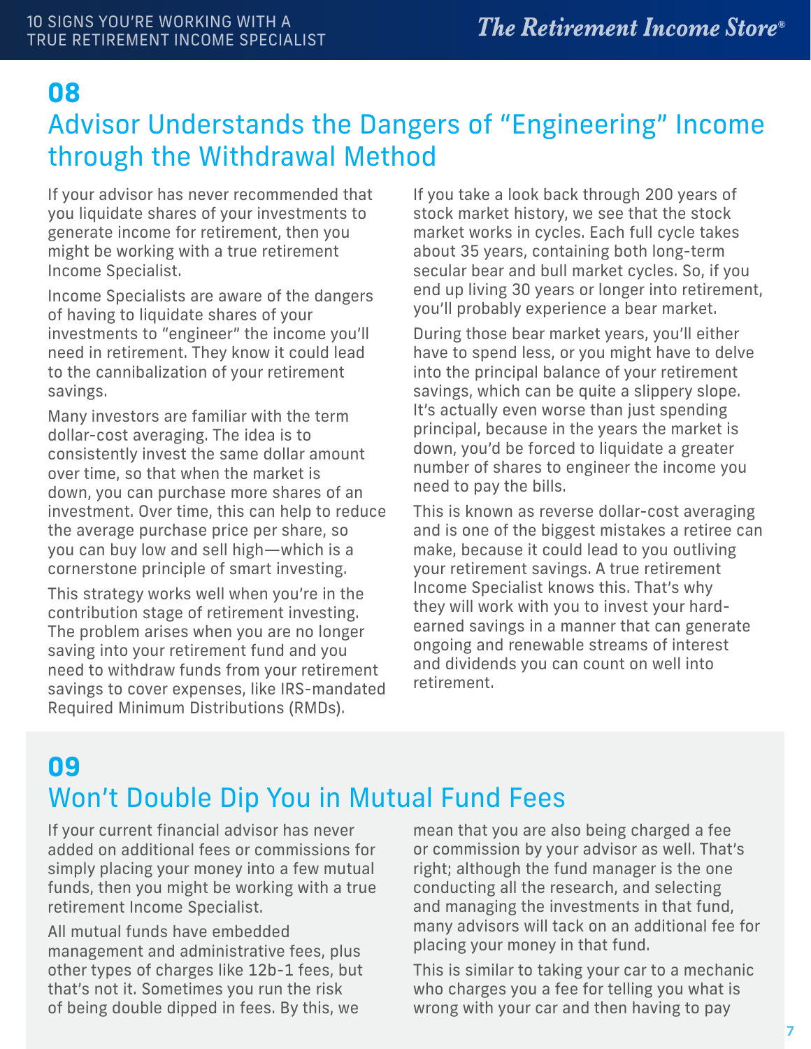## 08

## Advisor Understands the Dangers of "Engineering" Income through the Withdrawal Method

If your advisor has never recommended that you liquidate shares of your investments to generate income for retirement, then you might be working with a true retirement Income Specialist.

Income Specialists are aware of the dangers of having to liquidate shares of your investments to "engineer" the income you'll need in retirement. They know it could lead to the cannibalization of your retirement savings.

Many investors are familiar with the term dollar-cost averaging. The idea is to consistently invest the same dollar amount over time, so that when the market is down, you can purchase more shares of an investment. Over time, this can help to reduce the average purchase price per share, so you can buy low and sell high—which is a cornerstone principle of smart investing.

This strategy works well when you're in the contribution stage of retirement investing. The problem arises when you are no longer saving into your retirement fund and you need to withdraw funds from your retirement savings to cover expenses, like IRS-mandated Required Minimum Distributions (RMDs).

If you take a look back through 200 years of stock market history, we see that the stock market works in cycles. Each full cycle takes about 35 years, containing both long-term secular bear and bull market cycles. So, if you end up living 30 years or longer into retirement, you'll probably experience a bear market.

During those bear market years, you'll either have to spend less, or you might have to delve into the principal balance of your retirement savings, which can be quite a slippery slope. It's actually even worse than just spending principal, because in the years the market is down, you'd be forced to liquidate a greater number of shares to engineer the income you need to pay the bills.

This is known as reverse dollar-cost averaging and is one of the biggest mistakes a retiree can make, because it could lead to you outliving your retirement savings. A true retirement Income Specialist knows this. That's why they will work with you to invest your hard-earned savings in a manner that can generate ongoing and renewable streams of interest and dividends you can count on well into retirement.

## 09

## Won't Double Dip You in Mutual Fund Fees

If your current financial advisor has never added on additional fees or commissions for simply placing your money into a few mutual funds, then you might be working with a true retirement Income Specialist.

All mutual funds have embedded management and administrative fees, plus other types of charges like 12b-1 fees, but that's not it. Sometimes you run the risk of being double dipped in fees. By this, we mean that you are also being charged a fee or commission by your advisor as well. That's right; although the fund manager is the one conducting all the research, and selecting and managing the investments in that fund, many advisors will tack on an additional fee for placing your money in that fund.

This is similar to taking your car to a mechanic who charges you a fee for telling you what is wrong with your car and then having to pay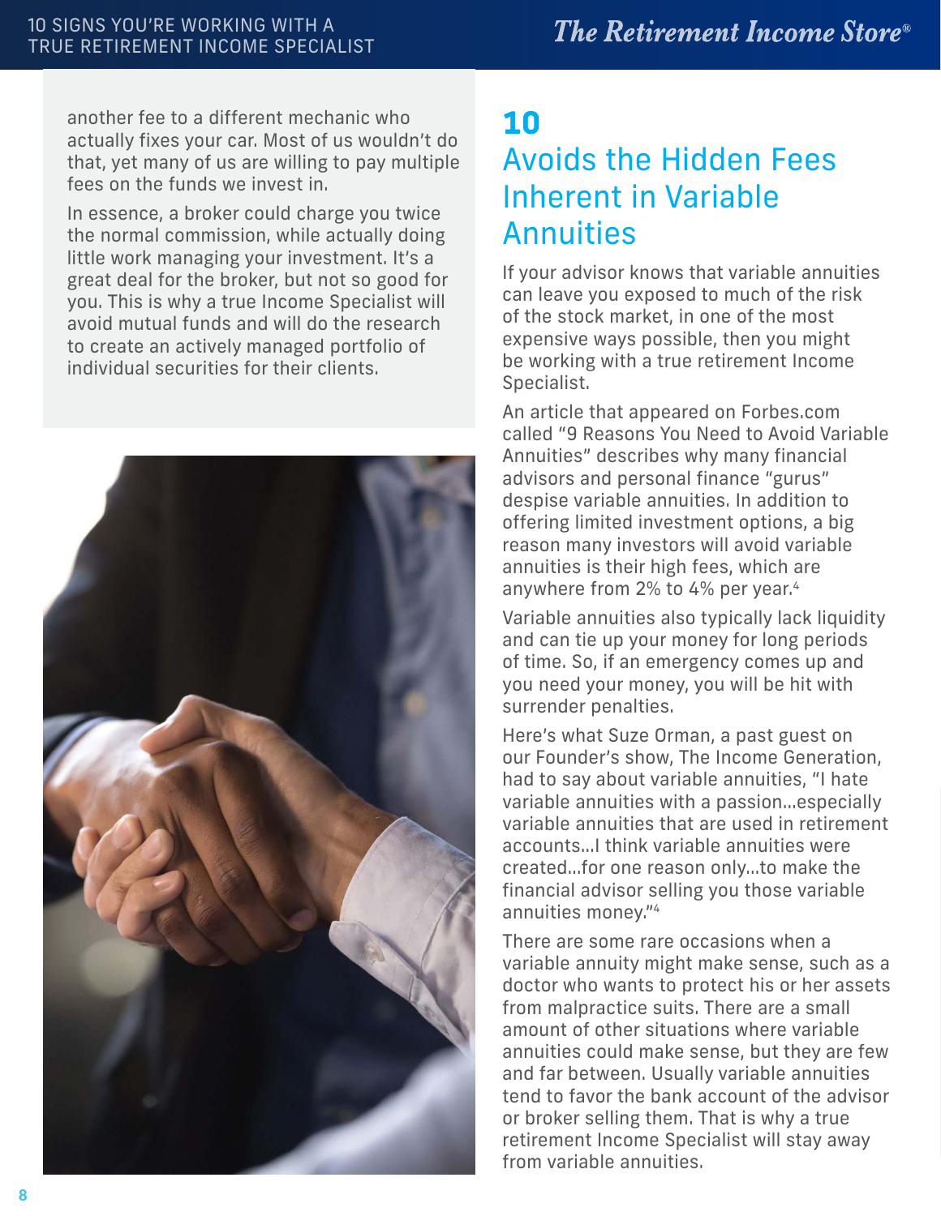another fee to a different mechanic who actually fixes your car. Most of us wouldn't do that, yet many of us are willing to pay multiple fees on the funds we invest in.

In essence, a broker could charge you twice the normal commission, while actually doing little work managing your investment. It's a great deal for the broker, but not so good for you. This is why a true Income Specialist will avoid mutual funds and will do the research to create an actively managed portfolio of individual securities for their clients.

## 10
## Avoids the Hidden Fees Inherent in Variable Annuities

If your advisor knows that variable annuities can leave you exposed to much of the risk of the stock market, in one of the most expensive ways possible, then you might be working with a true retirement Income Specialist.

An article that appeared on Forbes.com called "9 Reasons You Need to Avoid Variable Annuities" describes why many financial advisors and personal finance "gurus" despise variable annuities. In addition to offering limited investment options, a big reason many investors will avoid variable annuities is their high fees, which are anywhere from 2% to 4% per year.[4]

Variable annuities also typically lack liquidity and can tie up your money for long periods of time. So, if an emergency comes up and you need your money, you will be hit with surrender penalties.

Here's what Suze Orman, a past guest on our Founder's show, The Income Generation, had to say about variable annuities, "I hate variable annuities with a passion...especially variable annuities that are used in retirement accounts...I think variable annuities were created...for one reason only...to make the financial advisor selling you those variable annuities money."[4]

There are some rare occasions when a variable annuity might make sense, such as a doctor who wants to protect his or her assets from malpractice suits. There are a small amount of other situations where variable annuities could make sense, but they are few and far between. Usually variable annuities tend to favor the bank account of the advisor or broker selling them. That is why a true retirement Income Specialist will stay away from variable annuities.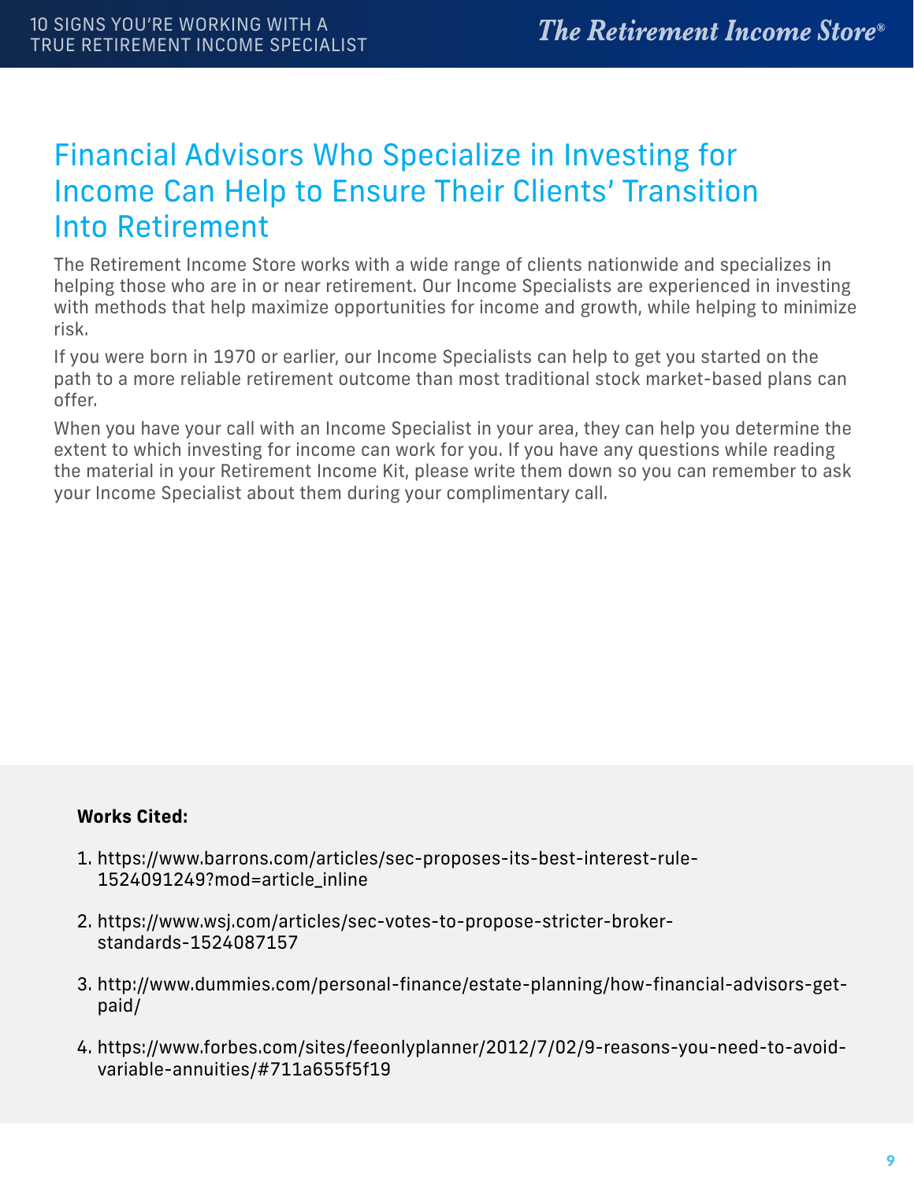## Financial Advisors Who Specialize in Investing for Income Can Help to Ensure Their Clients' Transition Into Retirement

The Retirement Income Store works with a wide range of clients nationwide and specializes in helping those who are in or near retirement. Our Income Specialists are experienced in investing with methods that help maximize opportunities for income and growth, while helping to minimize risk.

If you were born in 1970 or earlier, our Income Specialists can help to get you started on the path to a more reliable retirement outcome than most traditional stock market-based plans can offer.

When you have your call with an Income Specialist in your area, they can help you determine the extent to which investing for income can work for you. If you have any questions while reading the material in your Retirement Income Kit, please write them down so you can remember to ask your Income Specialist about them during your complimentary call.

**Works Cited:**

1. https://www.barrons.com/articles/sec-proposes-its-best-interest-rule-1524091249?mod=article_inline
2. https://www.wsj.com/articles/sec-votes-to-propose-stricter-broker-standards-1524087157
3. http://www.dummies.com/personal-finance/estate-planning/how-financial-advisors-get-paid/
4. https://www.forbes.com/sites/feeonlyplanner/2012/7/02/9-reasons-you-need-to-avoid-variable-annuities/#711a655f5f19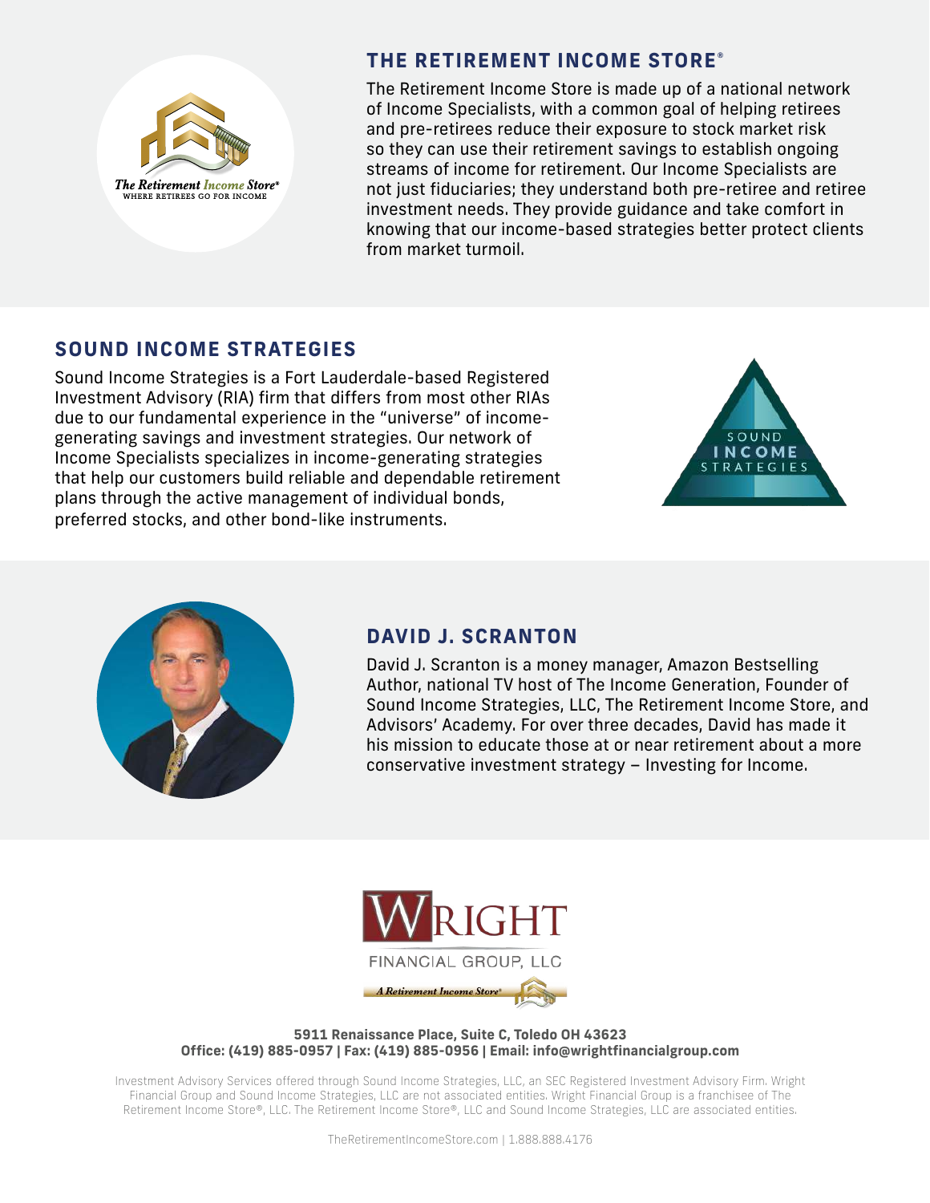## THE RETIREMENT INCOME STORE®

The Retirement Income Store is made up of a national network of Income Specialists, with a common goal of helping retirees and pre-retirees reduce their exposure to stock market risk so they can use their retirement savings to establish ongoing streams of income for retirement. Our Income Specialists are not just fiduciaries; they understand both pre-retiree and retiree investment needs. They provide guidance and take comfort in knowing that our income-based strategies better protect clients from market turmoil.

## SOUND INCOME STRATEGIES

Sound Income Strategies is a Fort Lauderdale-based Registered Investment Advisory (RIA) firm that differs from most other RIAs due to our fundamental experience in the "universe" of income-generating savings and investment strategies. Our network of Income Specialists specializes in income-generating strategies that help our customers build reliable and dependable retirement plans through the active management of individual bonds, preferred stocks, and other bond-like instruments.

## DAVID J. SCRANTON

David J. Scranton is a money manager, Amazon Bestselling Author, national TV host of The Income Generation, Founder of Sound Income Strategies, LLC, The Retirement Income Store, and Advisors' Academy. For over three decades, David has made it his mission to educate those at or near retirement about a more conservative investment strategy – Investing for Income.

WRIGHT FINANCIAL GROUP, LLC

*A Retirement Income Store®*

**5911 Renaissance Place, Suite C, Toledo OH 43623**
**Office: (419) 885-0957 | Fax: (419) 885-0956 | Email: info@wrightfinancialgroup.com**

Investment Advisory Services offered through Sound Income Strategies, LLC, an SEC Registered Investment Advisory Firm. Wright Financial Group and Sound Income Strategies, LLC are not associated entities. Wright Financial Group is a franchisee of The Retirement Income Store®, LLC. The Retirement Income Store®, LLC and Sound Income Strategies, LLC are associated entities.

TheRetirementIncomeStore.com | 1.888.888.4176